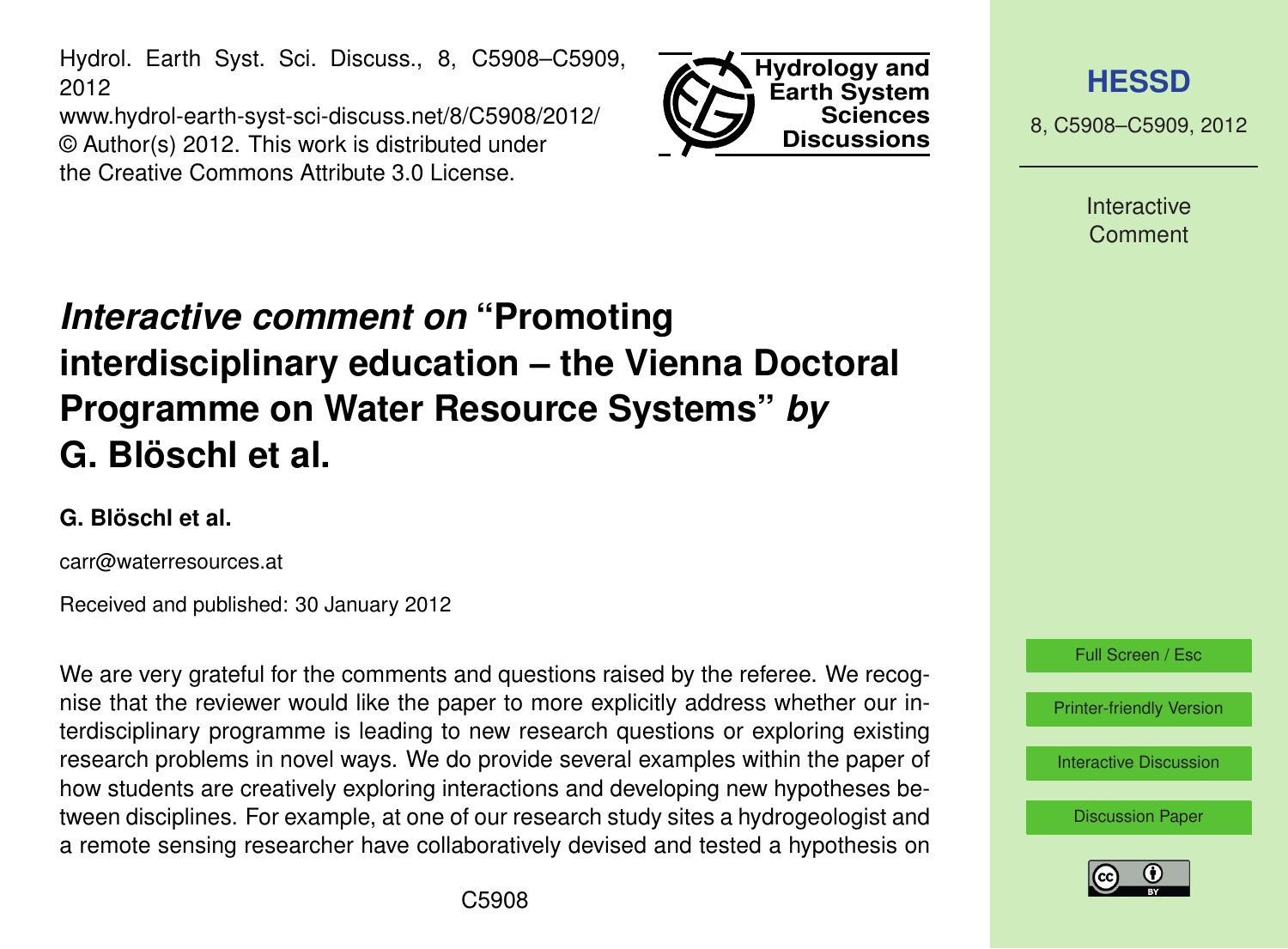# *Interactive comment on* "Promoting interdisciplinary education – the Vienna Doctoral Programme on Water Resource Systems" *by* G. Blöschl et al.

**G. Blöschl et al.**

carr@waterresources.at

Received and published: 30 January 2012

We are very grateful for the comments and questions raised by the referee. We recognise that the reviewer would like the paper to more explicitly address whether our interdisciplinary programme is leading to new research questions or exploring existing research problems in novel ways. We do provide several examples within the paper of how students are creatively exploring interactions and developing new hypotheses between disciplines. For example, at one of our research study sites a hydrogeologist and a remote sensing researcher have collaboratively devised and tested a hypothesis on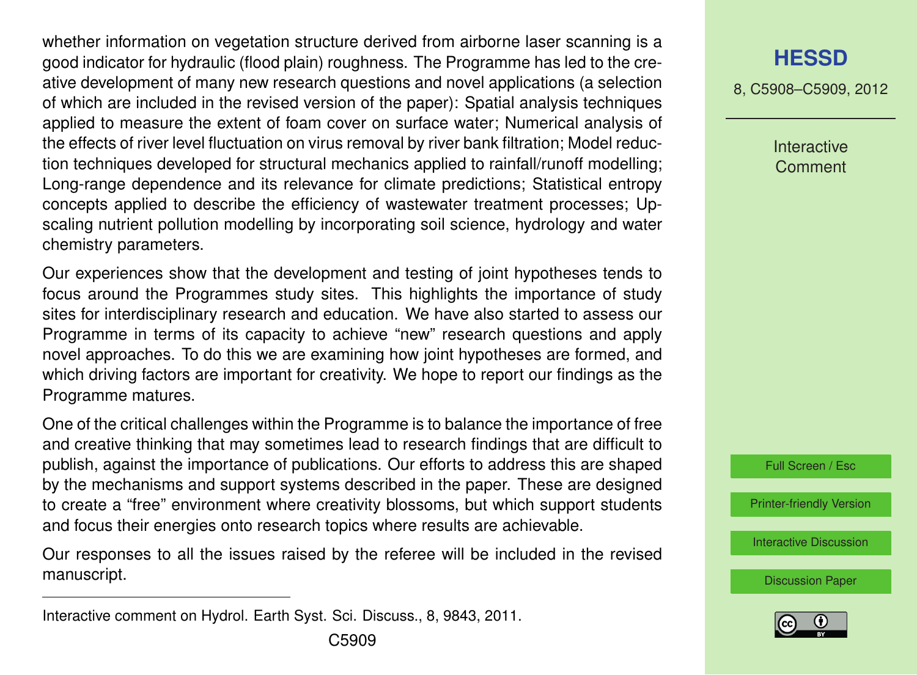whether information on vegetation structure derived from airborne laser scanning is a good indicator for hydraulic (flood plain) roughness. The Programme has led to the creative development of many new research questions and novel applications (a selection of which are included in the revised version of the paper): Spatial analysis techniques applied to measure the extent of foam cover on surface water; Numerical analysis of the effects of river level fluctuation on virus removal by river bank filtration; Model reduction techniques developed for structural mechanics applied to rainfall/runoff modelling; Long-range dependence and its relevance for climate predictions; Statistical entropy concepts applied to describe the efficiency of wastewater treatment processes; Upscaling nutrient pollution modelling by incorporating soil science, hydrology and water chemistry parameters.

Our experiences show that the development and testing of joint hypotheses tends to focus around the Programmes study sites. This highlights the importance of study sites for interdisciplinary research and education. We have also started to assess our Programme in terms of its capacity to achieve "new" research questions and apply novel approaches. To do this we are examining how joint hypotheses are formed, and which driving factors are important for creativity. We hope to report our findings as the Programme matures.

One of the critical challenges within the Programme is to balance the importance of free and creative thinking that may sometimes lead to research findings that are difficult to publish, against the importance of publications. Our efforts to address this are shaped by the mechanisms and support systems described in the paper. These are designed to create a "free" environment where creativity blossoms, but which support students and focus their energies onto research topics where results are achievable.

Our responses to all the issues raised by the referee will be included in the revised manuscript.

---

Interactive comment on Hydrol. Earth Syst. Sci. Discuss., 8, 9843, 2011.